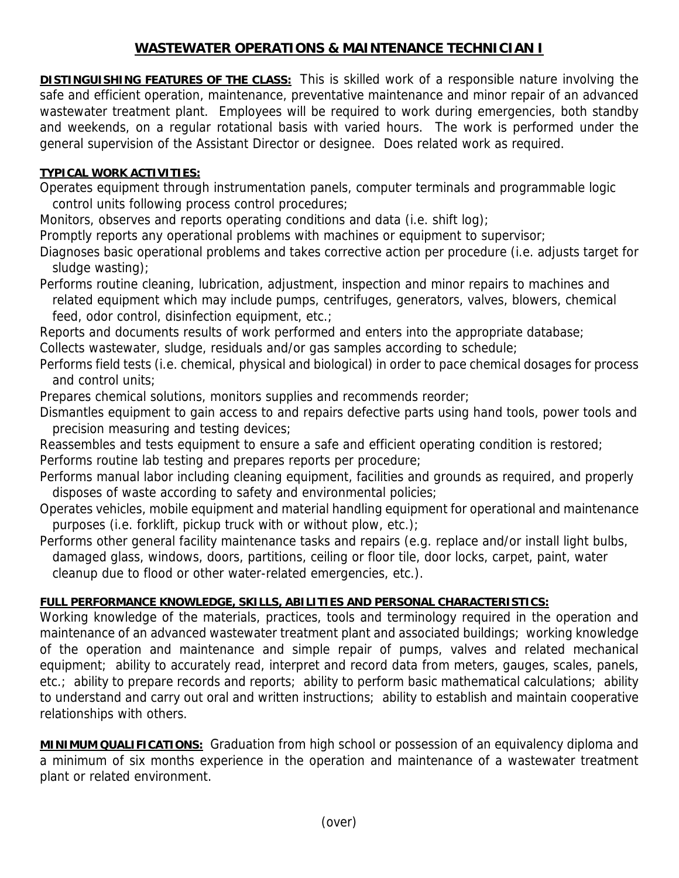# WASTEWATER OPERATIONS & MAINTENANCE TECHNICIAN I

**DISTINGUISHING FEATURES OF THE CLASS:** This is skilled work of a responsible nature involving the safe and efficient operation, maintenance, preventative maintenance and minor repair of an advanced wastewater treatment plant. Employees will be required to work during emergencies, both standby and weekends, on a regular rotational basis with varied hours. The work is performed under the general supervision of the Assistant Director or designee. Does related work as required.

**TYPICAL WORK ACTIVITIES:**

Operates equipment through instrumentation panels, computer terminals and programmable logic control units following process control procedures;

Monitors, observes and reports operating conditions and data (i.e. shift log);

Promptly reports any operational problems with machines or equipment to supervisor;

Diagnoses basic operational problems and takes corrective action per procedure (i.e. adjusts target for sludge wasting);

Performs routine cleaning, lubrication, adjustment, inspection and minor repairs to machines and related equipment which may include pumps, centrifuges, generators, valves, blowers, chemical feed, odor control, disinfection equipment, etc.;

Reports and documents results of work performed and enters into the appropriate database;

Collects wastewater, sludge, residuals and/or gas samples according to schedule;

Performs field tests (i.e. chemical, physical and biological) in order to pace chemical dosages for process and control units;

Prepares chemical solutions, monitors supplies and recommends reorder;

Dismantles equipment to gain access to and repairs defective parts using hand tools, power tools and precision measuring and testing devices;

Reassembles and tests equipment to ensure a safe and efficient operating condition is restored;

Performs routine lab testing and prepares reports per procedure;

Performs manual labor including cleaning equipment, facilities and grounds as required, and properly disposes of waste according to safety and environmental policies;

Operates vehicles, mobile equipment and material handling equipment for operational and maintenance purposes (i.e. forklift, pickup truck with or without plow, etc.);

Performs other general facility maintenance tasks and repairs (e.g. replace and/or install light bulbs, damaged glass, windows, doors, partitions, ceiling or floor tile, door locks, carpet, paint, water cleanup due to flood or other water-related emergencies, etc.).

**FULL PERFORMANCE KNOWLEDGE, SKILLS, ABILITIES AND PERSONAL CHARACTERISTICS:**

Working knowledge of the materials, practices, tools and terminology required in the operation and maintenance of an advanced wastewater treatment plant and associated buildings; working knowledge of the operation and maintenance and simple repair of pumps, valves and related mechanical equipment; ability to accurately read, interpret and record data from meters, gauges, scales, panels, etc.; ability to prepare records and reports; ability to perform basic mathematical calculations; ability to understand and carry out oral and written instructions; ability to establish and maintain cooperative relationships with others.

**MINIMUM QUALIFICATIONS:** Graduation from high school or possession of an equivalency diploma and a minimum of six months experience in the operation and maintenance of a wastewater treatment plant or related environment.

(over)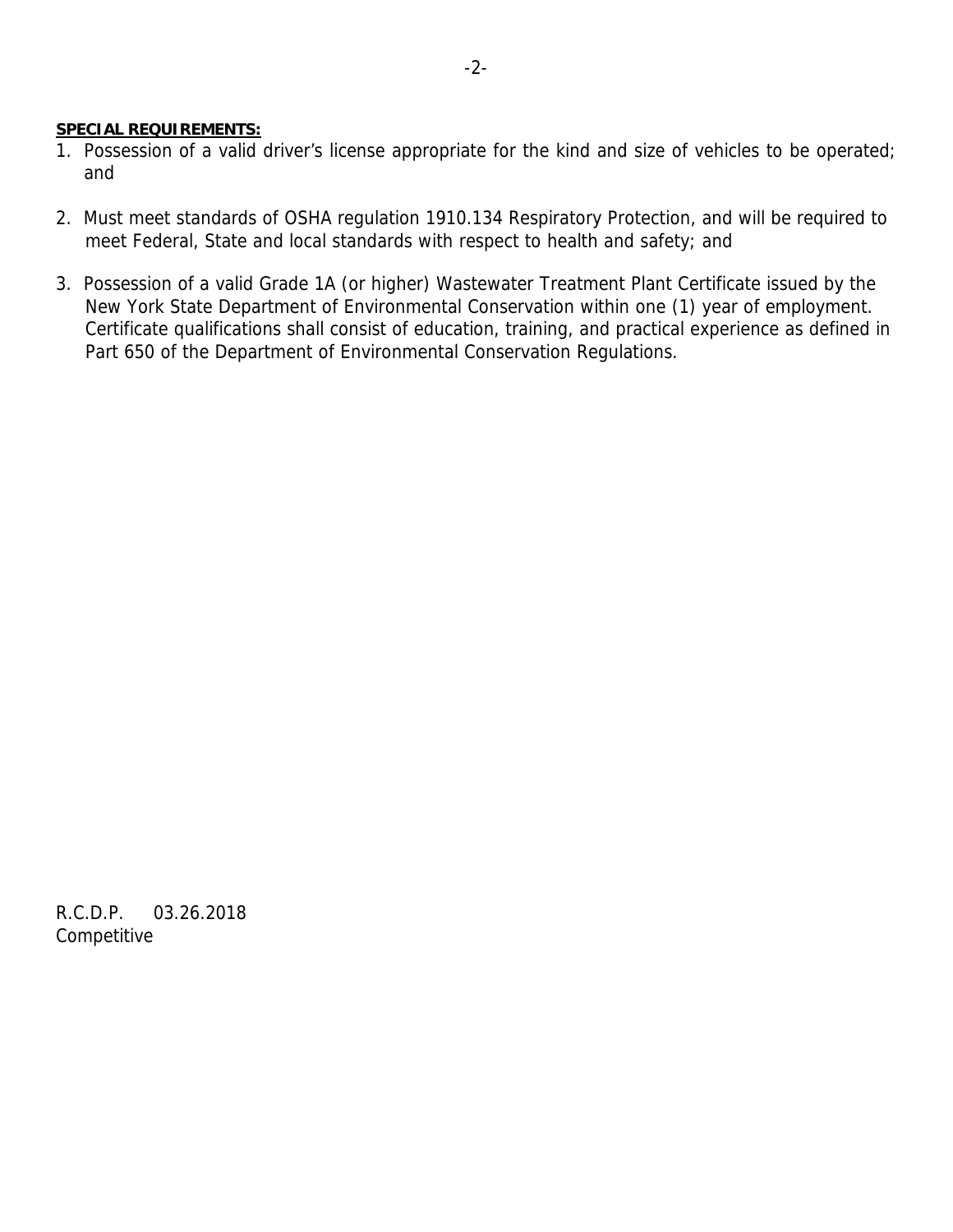**SPECIAL REQUIREMENTS:**

1. Possession of a valid driver's license appropriate for the kind and size of vehicles to be operated; and

2. Must meet standards of OSHA regulation 1910.134 Respiratory Protection, and will be required to meet Federal, State and local standards with respect to health and safety; and

3. Possession of a valid Grade 1A (or higher) Wastewater Treatment Plant Certificate issued by the New York State Department of Environmental Conservation within one (1) year of employment. Certificate qualifications shall consist of education, training, and practical experience as defined in Part 650 of the Department of Environmental Conservation Regulations.

R.C.D.P. 03.26.2018
Competitive